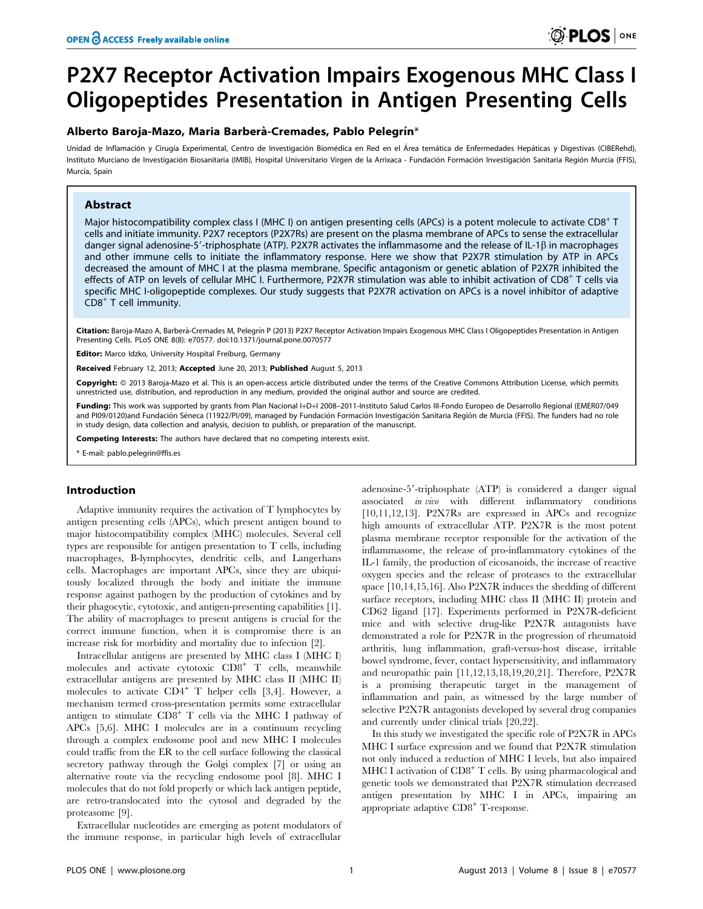# P2X7 Receptor Activation Impairs Exogenous MHC Class I Oligopeptides Presentation in Antigen Presenting Cells

**Alberto Baroja-Mazo, Maria Barberà-Cremades, Pablo Pelegrín***

Unidad de Inflamación y Cirugía Experimental, Centro de Investigación Biomédica en Red en el Área temática de Enfermedades Hepáticas y Digestivas (CIBERehd), Instituto Murciano de Investigación Biosanitaria (IMIB), Hospital Universitario Virgen de la Arrixaca - Fundación Formación Investigación Sanitaria Región Murcia (FFIS), Murcia, Spain

## Abstract

Major histocompatibility complex class I (MHC I) on antigen presenting cells (APCs) is a potent molecule to activate $CD8^+$ T cells and initiate immunity. P2X7 receptors (P2X7Rs) are present on the plasma membrane of APCs to sense the extracellular danger signal adenosine-5′-triphosphate (ATP). P2X7R activates the inflammasome and the release of IL-1β in macrophages and other immune cells to initiate the inflammatory response. Here we show that P2X7R stimulation by ATP in APCs decreased the amount of MHC I at the plasma membrane. Specific antagonism or genetic ablation of P2X7R inhibited the effects of ATP on levels of cellular MHC I. Furthermore, P2X7R stimulation was able to inhibit activation of $CD8^+$ T cells via specific MHC I-oligopeptide complexes. Our study suggests that P2X7R activation on APCs is a novel inhibitor of adaptive $CD8^+$ T cell immunity.

**Citation:** Baroja-Mazo A, Barberà-Cremades M, Pelegrín P (2013) P2X7 Receptor Activation Impairs Exogenous MHC Class I Oligopeptides Presentation in Antigen Presenting Cells. PLoS ONE 8(8): e70577. doi:10.1371/journal.pone.0070577

**Editor:** Marco Idzko, University Hospital Freiburg, Germany

**Received** February 12, 2013; **Accepted** June 20, 2013; **Published** August 5, 2013

**Copyright:** © 2013 Baroja-Mazo et al. This is an open-access article distributed under the terms of the Creative Commons Attribution License, which permits unrestricted use, distribution, and reproduction in any medium, provided the original author and source are credited.

**Funding:** This work was supported by grants from Plan Nacional I+D+I 2008–2011-Instituto Salud Carlos III-Fondo Europeo de Desarrollo Regional (EMER07/049 and PI09/0120)and Fundación Séneca (11922/PI/09), managed by Fundación Formación Investigación Sanitaria Región de Murcia (FFIS). The funders had no role in study design, data collection and analysis, decision to publish, or preparation of the manuscript.

**Competing Interests:** The authors have declared that no competing interests exist.

\* E-mail: pablo.pelegrin@ffis.es

## Introduction

Adaptive immunity requires the activation of T lymphocytes by antigen presenting cells (APCs), which present antigen bound to major histocompatibility complex (MHC) molecules. Several cell types are responsible for antigen presentation to T cells, including macrophages, B-lymphocytes, dendritic cells, and Langerhans cells. Macrophages are important APCs, since they are ubiquitously localized through the body and initiate the immune response against pathogen by the production of cytokines and by their phagocytic, cytotoxic, and antigen-presenting capabilities [1]. The ability of macrophages to present antigens is crucial for the correct immune function, when it is compromise there is an increase risk for morbidity and mortality due to infection [2].

Intracellular antigens are presented by MHC class I (MHC I) molecules and activate cytotoxic $CD8^+$ T cells, meanwhile extracellular antigens are presented by MHC class II (MHC II) molecules to activate $CD4^+$ T helper cells [3,4]. However, a mechanism termed cross-presentation permits some extracellular antigen to stimulate $CD8^+$ T cells via the MHC I pathway of APCs [5,6]. MHC I molecules are in a continuum recycling through a complex endosome pool and new MHC I molecules could traffic from the ER to the cell surface following the classical secretory pathway through the Golgi complex [7] or using an alternative route via the recycling endosome pool [8]. MHC I molecules that do not fold properly or which lack antigen peptide, are retro-translocated into the cytosol and degraded by the proteasome [9].

Extracellular nucleotides are emerging as potent modulators of the immune response, in particular high levels of extracellular adenosine-5′-triphosphate (ATP) is considered a danger signal associated *in vivo* with different inflammatory conditions [10,11,12,13]. P2X7Rs are expressed in APCs and recognize high amounts of extracellular ATP. P2X7R is the most potent plasma membrane receptor responsible for the activation of the inflammasome, the release of pro-inflammatory cytokines of the IL-1 family, the production of eicosanoids, the increase of reactive oxygen species and the release of proteases to the extracellular space [10,14,15,16]. Also P2X7R induces the shedding of different surface receptors, including MHC class II (MHC II) protein and CD62 ligand [17]. Experiments performed in P2X7R-deficient mice and with selective drug-like P2X7R antagonists have demonstrated a role for P2X7R in the progression of rheumatoid arthritis, lung inflammation, graft-versus-host disease, irritable bowel syndrome, fever, contact hypersensitivity, and inflammatory and neuropathic pain [11,12,13,18,19,20,21]. Therefore, P2X7R is a promising therapeutic target in the management of inflammation and pain, as witnessed by the large number of selective P2X7R antagonists developed by several drug companies and currently under clinical trials [20,22].

In this study we investigated the specific role of P2X7R in APCs MHC I surface expression and we found that P2X7R stimulation not only induced a reduction of MHC I levels, but also impaired MHC I activation of $CD8^+$ T cells. By using pharmacological and genetic tools we demonstrated that P2X7R stimulation decreased antigen presentation by MHC I in APCs, impairing an appropriate adaptive $CD8^+$ T-response.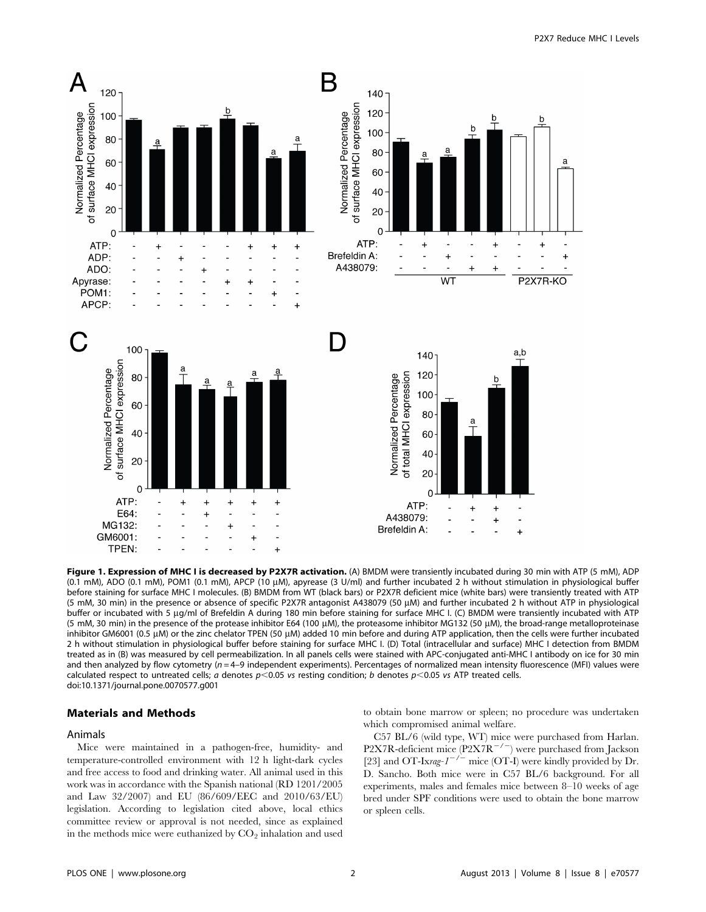**Figure 1. Expression of MHC I is decreased by P2X7R activation.** (A) BMDM were transiently incubated during 30 min with ATP (5 mM), ADP (0.1 mM), ADO (0.1 mM), POM1 (0.1 mM), APCP (10 μM), apyrease (3 U/ml) and further incubated 2 h without stimulation in physiological buffer before staining for surface MHC I molecules. (B) BMDM from WT (black bars) or P2X7R deficient mice (white bars) were transiently treated with ATP (5 mM, 30 min) in the presence or absence of specific P2X7R antagonist A438079 (50 μM) and further incubated 2 h without ATP in physiological buffer or incubated with 5 μg/ml of Brefeldin A during 180 min before staining for surface MHC I. (C) BMDM were transiently incubated with ATP (5 mM, 30 min) in the presence of the protease inhibitor E64 (100 μM), the proteasome inhibitor MG132 (50 μM), the broad-range metalloproteinase inhibitor GM6001 (0.5 μM) or the zinc chelator TPEN (50 μM) added 10 min before and during ATP application, then the cells were further incubated 2 h without stimulation in physiological buffer before staining for surface MHC I. (D) Total (intracellular and surface) MHC I detection from BMDM treated as in (B) was measured by cell permeabilization. In all panels cells were stained with APC-conjugated anti-MHC I antibody on ice for 30 min and then analyzed by flow cytometry ($n = 4$–$9$ independent experiments). Percentages of normalized mean intensity fluorescence (MFI) values were calculated respect to untreated cells; *a* denotes $p<0.05$ *vs* resting condition; *b* denotes $p<0.05$ *vs* ATP treated cells.
doi:10.1371/journal.pone.0070577.g001

## Materials and Methods

### Animals

Mice were maintained in a pathogen-free, humidity- and temperature-controlled environment with 12 h light-dark cycles and free access to food and drinking water. All animal used in this work was in accordance with the Spanish national (RD 1201/2005 and Law 32/2007) and EU (86/609/EEC and 2010/63/EU) legislation. According to legislation cited above, local ethics committee review or approval is not needed, since as explained in the methods mice were euthanized by $CO_2$ inhalation and used to obtain bone marrow or spleen; no procedure was undertaken which compromised animal welfare.

C57 BL/6 (wild type, WT) mice were purchased from Harlan. P2X7R-deficient mice ($P2X7R^{-/-}$) were purchased from Jackson [23] and OT-Ix*rag-1*$^{-/-}$ mice (OT-I) were kindly provided by Dr. D. Sancho. Both mice were in C57 BL/6 background. For all experiments, males and females mice between 8–10 weeks of age bred under SPF conditions were used to obtain the bone marrow or spleen cells.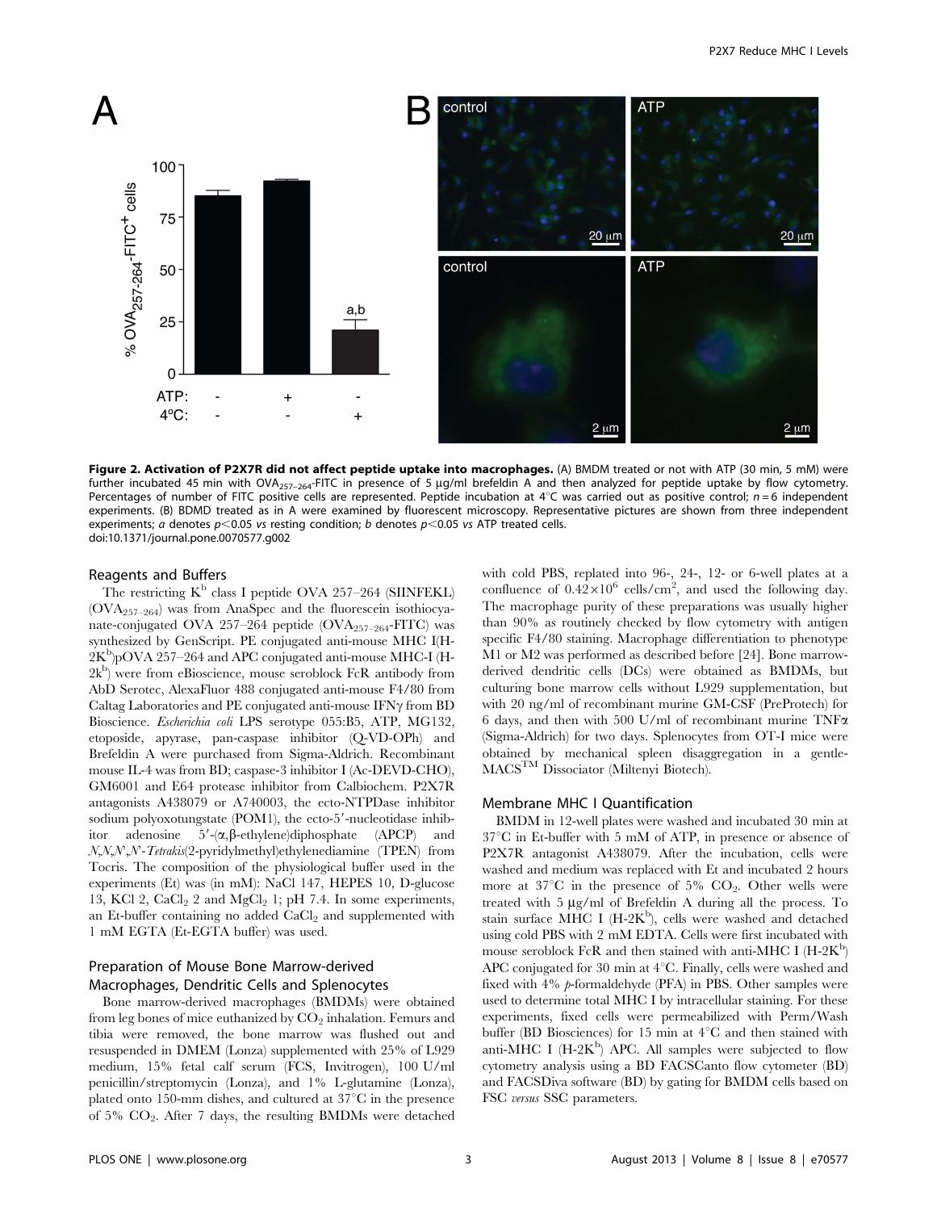**Figure 2. Activation of P2X7R did not affect peptide uptake into macrophages.** (A) BMDM treated or not with ATP (30 min, 5 mM) were further incubated 45 min with $OVA_{257-264}$-FITC in presence of 5 µg/ml brefeldin A and then analyzed for peptide uptake by flow cytometry. Percentages of number of FITC positive cells are represented. Peptide incubation at 4°C was carried out as positive control; $n = 6$ independent experiments. (B) BDMD treated as in A were examined by fluorescent microscopy. Representative pictures are shown from three independent experiments; *a* denotes $p<0.05$ *vs* resting condition; *b* denotes $p<0.05$ *vs* ATP treated cells.
doi:10.1371/journal.pone.0070577.g002

### Reagents and Buffers

The restricting $K^b$ class I peptide OVA 257–264 (SIINFEKL) ($OVA_{257-264}$) was from AnaSpec and the fluorescein isothiocyanate-conjugated OVA 257–264 peptide ($OVA_{257-264}$-FITC) was synthesized by GenScript. PE conjugated anti-mouse MHC I(H-$2K^b$)pOVA 257–264 and APC conjugated anti-mouse MHC-I (H-$2k^b$) were from eBioscience, mouse seroblock FcR antibody from AbD Serotec, AlexaFluor 488 conjugated anti-mouse F4/80 from Caltag Laboratories and PE conjugated anti-mouse IFNγ from BD Bioscience. *Escherichia coli* LPS serotype 055:B5, ATP, MG132, etoposide, apyrase, pan-caspase inhibitor (Q-VD-OPh) and Brefeldin A were purchased from Sigma-Aldrich. Recombinant mouse IL-4 was from BD; caspase-3 inhibitor I (Ac-DEVD-CHO), GM6001 and E64 protease inhibitor from Calbiochem. P2X7R antagonists A438079 or A740003, the ecto-NTPDase inhibitor sodium polyoxotungstate (POM1), the ecto-5′-nucleotidase inhibitor adenosine 5′-(α,β-ethylene)diphosphate (APCP) and *N,N,N′,N′-Tetrakis*(2-pyridylmethyl)ethylenediamine (TPEN) from Tocris. The composition of the physiological buffer used in the experiments (Et) was (in mM): NaCl 147, HEPES 10, D-glucose 13, KCl 2, $CaCl_2$ 2 and $MgCl_2$ 1; pH 7.4. In some experiments, an Et-buffer containing no added $CaCl_2$ and supplemented with 1 mM EGTA (Et-EGTA buffer) was used.

### Preparation of Mouse Bone Marrow-derived Macrophages, Dendritic Cells and Splenocytes

Bone marrow-derived macrophages (BMDMs) were obtained from leg bones of mice euthanized by $CO_2$ inhalation. Femurs and tibia were removed, the bone marrow was flushed out and resuspended in DMEM (Lonza) supplemented with 25% of L929 medium, 15% fetal calf serum (FCS, Invitrogen), 100 U/ml penicillin/streptomycin (Lonza), and 1% L-glutamine (Lonza), plated onto 150-mm dishes, and cultured at 37°C in the presence of 5% $CO_2$. After 7 days, the resulting BMDMs were detached with cold PBS, replated into 96-, 24-, 12- or 6-well plates at a confluence of $0.42\times10^6$ cells/$cm^2$, and used the following day. The macrophage purity of these preparations was usually higher than 90% as routinely checked by flow cytometry with antigen specific F4/80 staining. Macrophage differentiation to phenotype M1 or M2 was performed as described before [24]. Bone marrow-derived dendritic cells (DCs) were obtained as BMDMs, but culturing bone marrow cells without L929 supplementation, but with 20 ng/ml of recombinant murine GM-CSF (PreProtech) for 6 days, and then with 500 U/ml of recombinant murine TNFα (Sigma-Aldrich) for two days. Splenocytes from OT-I mice were obtained by mechanical spleen disaggregation in a gentle-MACS™ Dissociator (Miltenyi Biotech).

### Membrane MHC I Quantification

BMDM in 12-well plates were washed and incubated 30 min at 37°C in Et-buffer with 5 mM of ATP, in presence or absence of P2X7R antagonist A438079. After the incubation, cells were washed and medium was replaced with Et and incubated 2 hours more at 37°C in the presence of 5% $CO_2$. Other wells were treated with 5 µg/ml of Brefeldin A during all the process. To stain surface MHC I (H-$2K^b$), cells were washed and detached using cold PBS with 2 mM EDTA. Cells were first incubated with mouse seroblock FcR and then stained with anti-MHC I (H-$2K^b$) APC conjugated for 30 min at 4°C. Finally, cells were washed and fixed with 4% *p*-formaldehyde (PFA) in PBS. Other samples were used to determine total MHC I by intracellular staining. For these experiments, fixed cells were permeabilized with Perm/Wash buffer (BD Biosciences) for 15 min at 4°C and then stained with anti-MHC I (H-$2K^b$) APC. All samples were subjected to flow cytometry analysis using a BD FACSCanto flow cytometer (BD) and FACSDiva software (BD) by gating for BMDM cells based on FSC *versus* SSC parameters.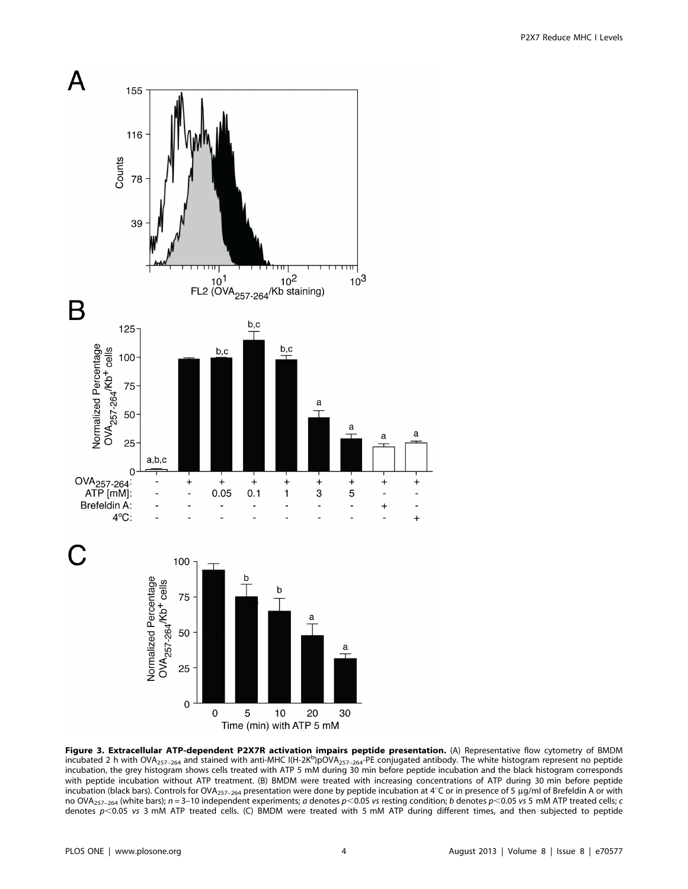**Figure 3. Extracellular ATP-dependent P2X7R activation impairs peptide presentation.** (A) Representative flow cytometry of BMDM incubated 2 h with $OVA_{257–264}$ and stained with anti-MHC I(H-2K$^{b}$)p$OVA_{257–264}$-PE conjugated antibody. The white histogram represent no peptide incubation, the grey histogram shows cells treated with ATP 5 mM during 30 min before peptide incubation and the black histogram corresponds with peptide incubation without ATP treatment. (B) BMDM were treated with increasing concentrations of ATP during 30 min before peptide incubation (black bars). Controls for $OVA_{257–264}$ presentation were done by peptide incubation at 4°C or in presence of 5 µg/ml of Brefeldin A or with no $OVA_{257–264}$ (white bars); $n = 3–10$ independent experiments; *a* denotes $p<0.05$ *vs* resting condition; *b* denotes $p<0.05$ *vs* 5 mM ATP treated cells; *c* denotes $p<0.05$ *vs* 3 mM ATP treated cells. (C) BMDM were treated with 5 mM ATP during different times, and then subjected to peptide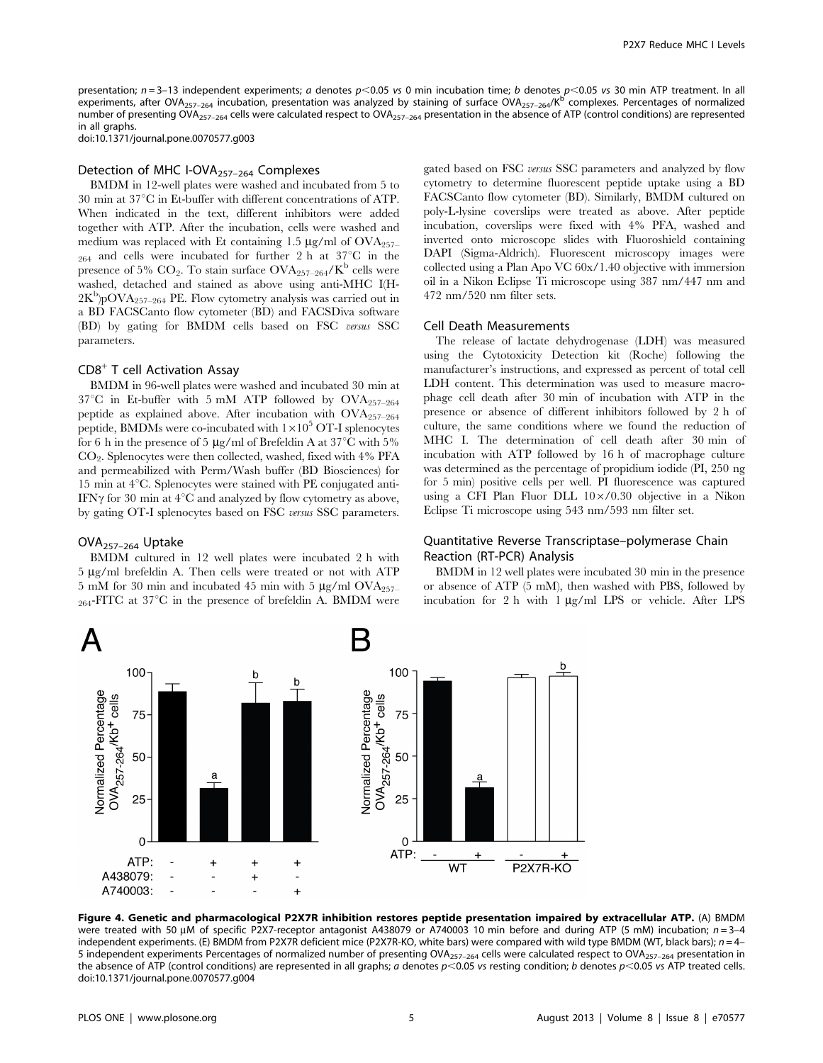presentation; $n = 3$–13 independent experiments; *a* denotes $p<0.05$ *vs* 0 min incubation time; *b* denotes $p<0.05$ *vs* 30 min ATP treatment. In all experiments, after $OVA_{257-264}$ incubation, presentation was analyzed by staining of surface $OVA_{257-264}/K^b$ complexes. Percentages of normalized number of presenting $OVA_{257-264}$ cells were calculated respect to $OVA_{257-264}$ presentation in the absence of ATP (control conditions) are represented in all graphs.
doi:10.1371/journal.pone.0070577.g003

### Detection of MHC I-$OVA_{257-264}$ Complexes

BMDM in 12-well plates were washed and incubated from 5 to 30 min at 37°C in Et-buffer with different concentrations of ATP. When indicated in the text, different inhibitors were added together with ATP. After the incubation, cells were washed and medium was replaced with Et containing 1.5 µg/ml of $OVA_{257-264}$ and cells were incubated for further 2 h at 37°C in the presence of 5% $CO_2$. To stain surface $OVA_{257-264}/K^b$ cells were washed, detached and stained as above using anti-MHC I(H-$2K^b$)p$OVA_{257-264}$ PE. Flow cytometry analysis was carried out in a BD FACSCanto flow cytometer (BD) and FACSDiva software (BD) by gating for BMDM cells based on FSC *versus* SSC parameters.

### $CD8^+$ T cell Activation Assay

BMDM in 96-well plates were washed and incubated 30 min at 37°C in Et-buffer with 5 mM ATP followed by $OVA_{257-264}$ peptide as explained above. After incubation with $OVA_{257-264}$ peptide, BMDMs were co-incubated with $1\times10^5$ OT-I splenocytes for 6 h in the presence of 5 µg/ml of Brefeldin A at 37°C with 5% $CO_2$. Splenocytes were then collected, washed, fixed with 4% PFA and permeabilized with Perm/Wash buffer (BD Biosciences) for 15 min at 4°C. Splenocytes were stained with PE conjugated anti-IFNγ for 30 min at 4°C and analyzed by flow cytometry as above, by gating OT-I splenocytes based on FSC *versus* SSC parameters.

### $OVA_{257-264}$ Uptake

BMDM cultured in 12 well plates were incubated 2 h with 5 µg/ml brefeldin A. Then cells were treated or not with ATP 5 mM for 30 min and incubated 45 min with 5 µg/ml $OVA_{257-264}$-FITC at 37°C in the presence of brefeldin A. BMDM were gated based on FSC *versus* SSC parameters and analyzed by flow cytometry to determine fluorescent peptide uptake using a BD FACSCanto flow cytometer (BD). Similarly, BMDM cultured on poly-L-lysine coverslips were treated as above. After peptide incubation, coverslips were fixed with 4% PFA, washed and inverted onto microscope slides with Fluoroshield containing DAPI (Sigma-Aldrich). Fluorescent microscopy images were collected using a Plan Apo VC 60x/1.40 objective with immersion oil in a Nikon Eclipse Ti microscope using 387 nm/447 nm and 472 nm/520 nm filter sets.

### Cell Death Measurements

The release of lactate dehydrogenase (LDH) was measured using the Cytotoxicity Detection kit (Roche) following the manufacturer's instructions, and expressed as percent of total cell LDH content. This determination was used to measure macrophage cell death after 30 min of incubation with ATP in the presence or absence of different inhibitors followed by 2 h of culture, the same conditions where we found the reduction of MHC I. The determination of cell death after 30 min of incubation with ATP followed by 16 h of macrophage culture was determined as the percentage of propidium iodide (PI, 250 ng for 5 min) positive cells per well. PI fluorescence was captured using a CFI Plan Fluor DLL 10×/0.30 objective in a Nikon Eclipse Ti microscope using 543 nm/593 nm filter set.

### Quantitative Reverse Transcriptase–polymerase Chain Reaction (RT-PCR) Analysis

BMDM in 12 well plates were incubated 30 min in the presence or absence of ATP (5 mM), then washed with PBS, followed by incubation for 2 h with 1 µg/ml LPS or vehicle. After LPS

**Figure 4. Genetic and pharmacological P2X7R inhibition restores peptide presentation impaired by extracellular ATP.** (A) BMDM were treated with 50 µM of specific P2X7-receptor antagonist A438079 or A740003 10 min before and during ATP (5 mM) incubation; $n = 3$–4 independent experiments. (E) BMDM from P2X7R deficient mice (P2X7R-KO, white bars) were compared with wild type BMDM (WT, black bars); $n = 4$–5 independent experiments Percentages of normalized number of presenting $OVA_{257-264}$ cells were calculated respect to $OVA_{257-264}$ presentation in the absence of ATP (control conditions) are represented in all graphs; *a* denotes $p<0.05$ *vs* resting condition; *b* denotes $p<0.05$ *vs* ATP treated cells.
doi:10.1371/journal.pone.0070577.g004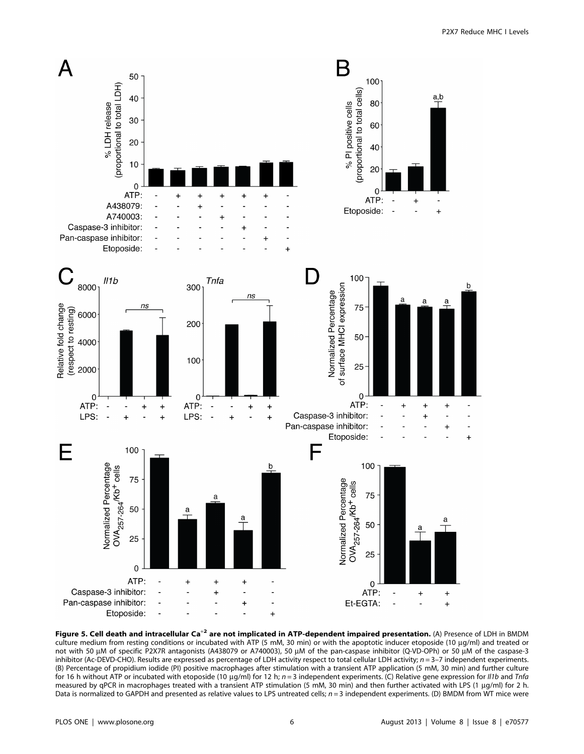**Figure 5. Cell death and intracellular $Ca^{+2}$ are not implicated in ATP-dependent impaired presentation.** (A) Presence of LDH in BMDM culture medium from resting conditions or incubated with ATP (5 mM, 30 min) or with the apoptotic inducer etoposide (10 µg/ml) and treated or not with 50 µM of specific P2X7R antagonists (A438079 or A740003), 50 µM of the pan-caspase inhibitor (Q-VD-OPh) or 50 µM of the caspase-3 inhibitor (Ac-DEVD-CHO). Results are expressed as percentage of LDH activity respect to total cellular LDH activity; $n = 3–7$ independent experiments. (B) Percentage of propidium iodide (PI) positive macrophages after stimulation with a transient ATP application (5 mM, 30 min) and further culture for 16 h without ATP or incubated with etoposide (10 µg/ml) for 12 h; $n = 3$ independent experiments. (C) Relative gene expression for *Il1b* and *Tnfa* measured by qPCR in macrophages treated with a transient ATP stimulation (5 mM, 30 min) and then further activated with LPS (1 µg/ml) for 2 h. Data is normalized to GAPDH and presented as relative values to LPS untreated cells; $n = 3$ independent experiments. (D) BMDM from WT mice were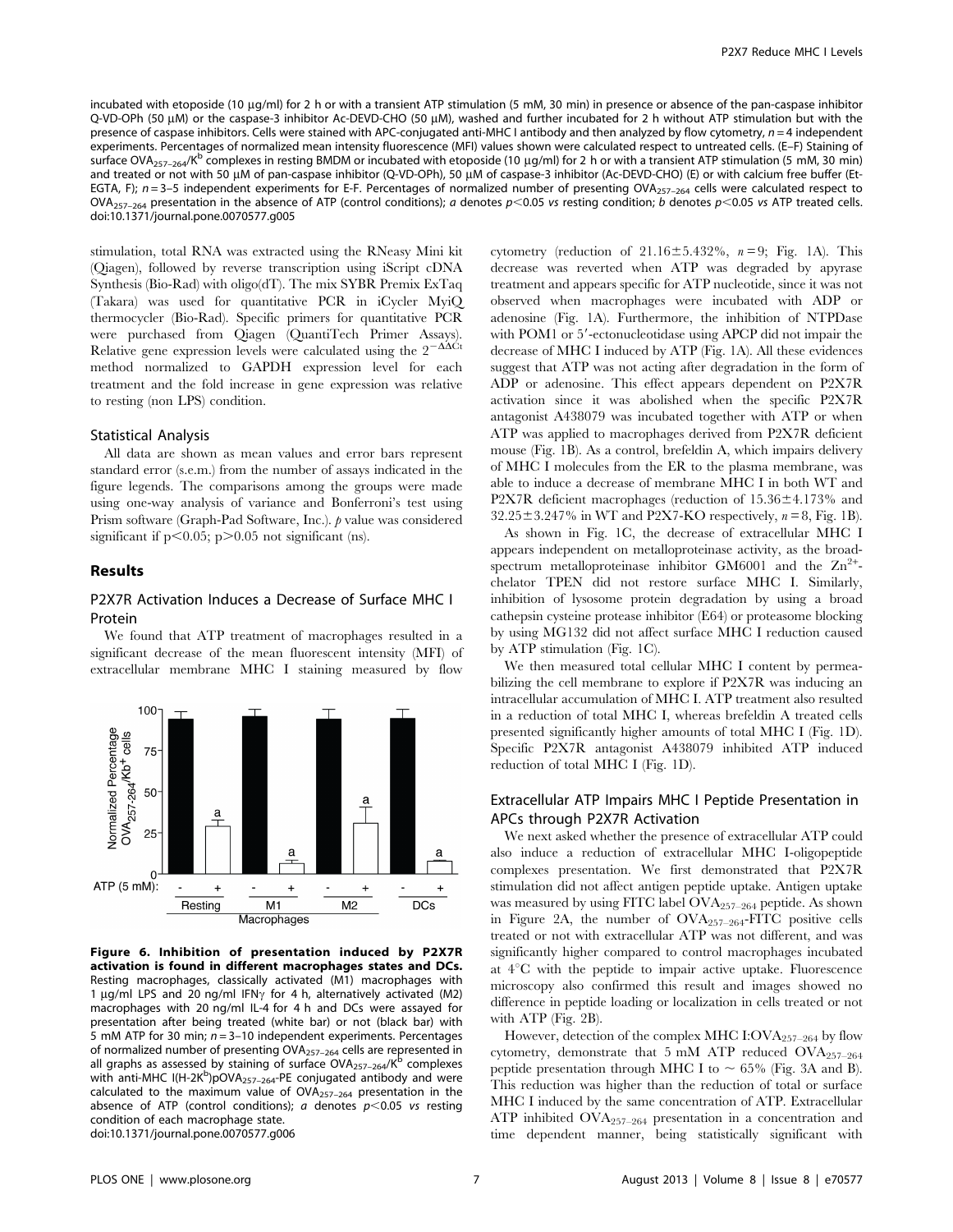incubated with etoposide (10 µg/ml) for 2 h or with a transient ATP stimulation (5 mM, 30 min) in presence or absence of the pan-caspase inhibitor Q-VD-OPh (50 µM) or the caspase-3 inhibitor Ac-DEVD-CHO (50 µM), washed and further incubated for 2 h without ATP stimulation but with the presence of caspase inhibitors. Cells were stained with APC-conjugated anti-MHC I antibody and then analyzed by flow cytometry, $n = 4$ independent experiments. Percentages of normalized mean intensity fluorescence (MFI) values shown were calculated respect to untreated cells. (E–F) Staining of surface $OVA_{257-264}/K^b$ complexes in resting BMDM or incubated with etoposide (10 µg/ml) for 2 h or with a transient ATP stimulation (5 mM, 30 min) and treated or not with 50 µM of pan-caspase inhibitor (Q-VD-OPh), 50 µM of caspase-3 inhibitor (Ac-DEVD-CHO) (E) or with calcium free buffer (Et-EGTA, F); $n = 3$–5 independent experiments for E-F. Percentages of normalized number of presenting $OVA_{257-264}$ cells were calculated respect to $OVA_{257-264}$ presentation in the absence of ATP (control conditions); *a* denotes $p<0.05$ *vs* resting condition; *b* denotes $p<0.05$ *vs* ATP treated cells.
doi:10.1371/journal.pone.0070577.g005

stimulation, total RNA was extracted using the RNeasy Mini kit (Qiagen), followed by reverse transcription using iScript cDNA Synthesis (Bio-Rad) with oligo(dT). The mix SYBR Premix ExTaq (Takara) was used for quantitative PCR in iCycler MyiQ thermocycler (Bio-Rad). Specific primers for quantitative PCR were purchased from Qiagen (QuantiTech Primer Assays). Relative gene expression levels were calculated using the $2^{-\Delta\Delta Ct}$ method normalized to GAPDH expression level for each treatment and the fold increase in gene expression was relative to resting (non LPS) condition.

### Statistical Analysis

All data are shown as mean values and error bars represent standard error (s.e.m.) from the number of assays indicated in the figure legends. The comparisons among the groups were made using one-way analysis of variance and Bonferroni's test using Prism software (Graph-Pad Software, Inc.). *p* value was considered significant if $p<0.05$; $p>0.05$ not significant (ns).

## Results

### P2X7R Activation Induces a Decrease of Surface MHC I Protein

We found that ATP treatment of macrophages resulted in a significant decrease of the mean fluorescent intensity (MFI) of extracellular membrane MHC I staining measured by flow cytometry (reduction of 21.16±5.432%, $n = 9$; Fig. 1A). This decrease was reverted when ATP was degraded by apyrase treatment and appears specific for ATP nucleotide, since it was not observed when macrophages were incubated with ADP or adenosine (Fig. 1A). Furthermore, the inhibition of NTPDase with POM1 or 5′-ectonucleotidase using APCP did not impair the decrease of MHC I induced by ATP (Fig. 1A). All these evidences suggest that ATP was not acting after degradation in the form of ADP or adenosine. This effect appears dependent on P2X7R activation since it was abolished when the specific P2X7R antagonist A438079 was incubated together with ATP or when ATP was applied to macrophages derived from P2X7R deficient mouse (Fig. 1B). As a control, brefeldin A, which impairs delivery of MHC I molecules from the ER to the plasma membrane, was able to induce a decrease of membrane MHC I in both WT and P2X7R deficient macrophages (reduction of 15.36±4.173% and 32.25±3.247% in WT and P2X7-KO respectively, $n = 8$, Fig. 1B).

As shown in Fig. 1C, the decrease of extracellular MHC I appears independent on metalloproteinase activity, as the broad-spectrum metalloproteinase inhibitor GM6001 and the $Zn^{2+}$-chelator TPEN did not restore surface MHC I. Similarly, inhibition of lysosome protein degradation by using a broad cathepsin cysteine protease inhibitor (E64) or proteasome blocking by using MG132 did not affect surface MHC I reduction caused by ATP stimulation (Fig. 1C).

We then measured total cellular MHC I content by permeabilizing the cell membrane to explore if P2X7R was inducing an intracellular accumulation of MHC I. ATP treatment also resulted in a reduction of total MHC I, whereas brefeldin A treated cells presented significantly higher amounts of total MHC I (Fig. 1D). Specific P2X7R antagonist A438079 inhibited ATP induced reduction of total MHC I (Fig. 1D).

### Extracellular ATP Impairs MHC I Peptide Presentation in APCs through P2X7R Activation

We next asked whether the presence of extracellular ATP could also induce a reduction of extracellular MHC I-oligopeptide complexes presentation. We first demonstrated that P2X7R stimulation did not affect antigen peptide uptake. Antigen uptake was measured by using FITC label $OVA_{257-264}$ peptide. As shown in Figure 2A, the number of $OVA_{257-264}$-FITC positive cells treated or not with extracellular ATP was not different, and was significantly higher compared to control macrophages incubated at 4°C with the peptide to impair active uptake. Fluorescence microscopy also confirmed this result and images showed no difference in peptide loading or localization in cells treated or not with ATP (Fig. 2B).

However, detection of the complex MHC I:$OVA_{257-264}$ by flow cytometry, demonstrate that 5 mM ATP reduced $OVA_{257-264}$ peptide presentation through MHC I to ~ 65% (Fig. 3A and B). This reduction was higher than the reduction of total or surface MHC I induced by the same concentration of ATP. Extracellular ATP inhibited $OVA_{257-264}$ presentation in a concentration and time dependent manner, being statistically significant with

**Figure 6. Inhibition of presentation induced by P2X7R activation is found in different macrophages states and DCs.** Resting macrophages, classically activated (M1) macrophages with 1 µg/ml LPS and 20 ng/ml IFNγ for 4 h, alternatively activated (M2) macrophages with 20 ng/ml IL-4 for 4 h and DCs were assayed for presentation after being treated (white bar) or not (black bar) with 5 mM ATP for 30 min; $n = 3$–10 independent experiments. Percentages of normalized number of presenting $OVA_{257-264}$ cells are represented in all graphs as assessed by staining of surface $OVA_{257-264}/K^b$ complexes with anti-MHC I(H-2K$^b$)p$OVA_{257-264}$-PE conjugated antibody and were calculated to the maximum value of $OVA_{257-264}$ presentation in the absence of ATP (control conditions); *a* denotes $p<0.05$ *vs* resting condition of each macrophage state.
doi:10.1371/journal.pone.0070577.g006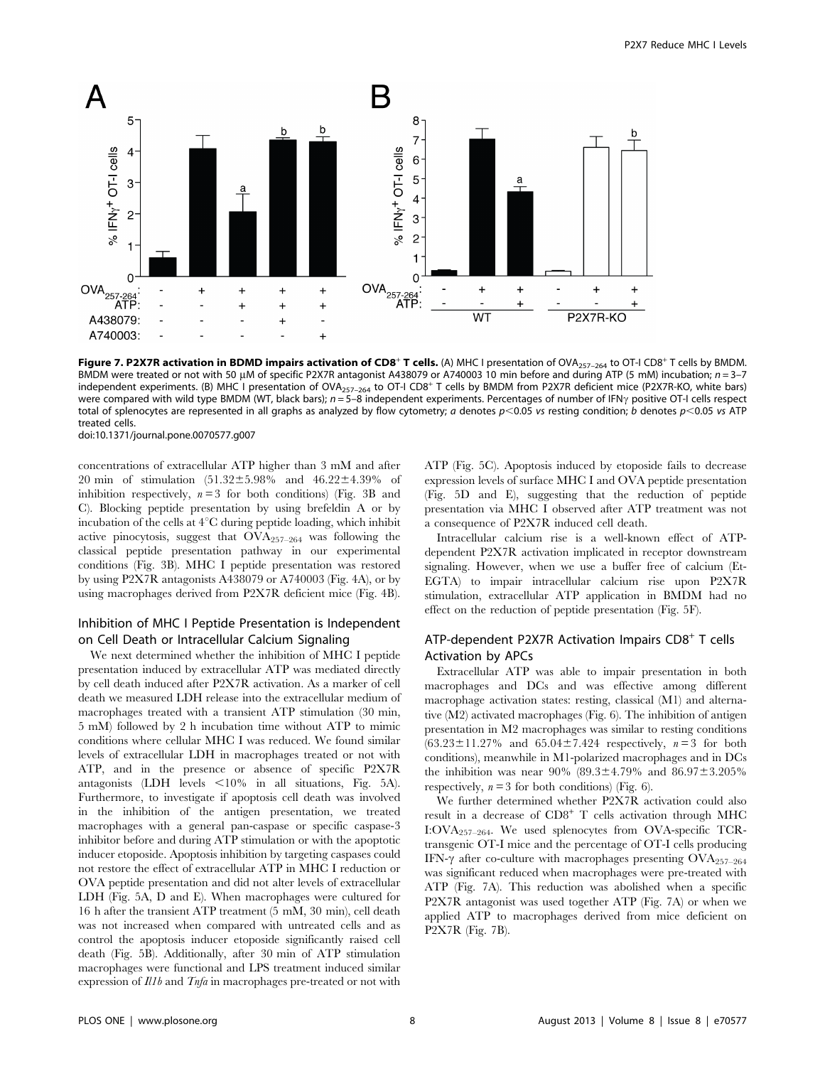**Figure 7. P2X7R activation in BDMD impairs activation of $CD8^+$ T cells.** (A) MHC I presentation of $OVA_{257–264}$ to OT-I $CD8^+$ T cells by BMDM. BMDM were treated or not with 50 μM of specific P2X7R antagonist A438079 or A740003 10 min before and during ATP (5 mM) incubation; $n = 3–7$ independent experiments. (B) MHC I presentation of $OVA_{257–264}$ to OT-I $CD8^+$ T cells by BMDM from P2X7R deficient mice (P2X7R-KO, white bars) were compared with wild type BMDM (WT, black bars); $n = 5–8$ independent experiments. Percentages of number of IFNγ positive OT-I cells respect total of splenocytes are represented in all graphs as analyzed by flow cytometry; *a* denotes $p<0.05$ *vs* resting condition; *b* denotes $p<0.05$ *vs* ATP treated cells.
doi:10.1371/journal.pone.0070577.g007

concentrations of extracellular ATP higher than 3 mM and after 20 min of stimulation (51.32±5.98% and 46.22±4.39% of inhibition respectively, $n = 3$ for both conditions) (Fig. 3B and C). Blocking peptide presentation by using brefeldin A or by incubation of the cells at 4°C during peptide loading, which inhibit active pinocytosis, suggest that $OVA_{257–264}$ was following the classical peptide presentation pathway in our experimental conditions (Fig. 3B). MHC I peptide presentation was restored by using P2X7R antagonists A438079 or A740003 (Fig. 4A), or by using macrophages derived from P2X7R deficient mice (Fig. 4B).

## Inhibition of MHC I Peptide Presentation is Independent on Cell Death or Intracellular Calcium Signaling

We next determined whether the inhibition of MHC I peptide presentation induced by extracellular ATP was mediated directly by cell death induced after P2X7R activation. As a marker of cell death we measured LDH release into the extracellular medium of macrophages treated with a transient ATP stimulation (30 min, 5 mM) followed by 2 h incubation time without ATP to mimic conditions where cellular MHC I was reduced. We found similar levels of extracellular LDH in macrophages treated or not with ATP, and in the presence or absence of specific P2X7R antagonists (LDH levels <10% in all situations, Fig. 5A). Furthermore, to investigate if apoptosis cell death was involved in the inhibition of the antigen presentation, we treated macrophages with a general pan-caspase or specific caspase-3 inhibitor before and during ATP stimulation or with the apoptotic inducer etoposide. Apoptosis inhibition by targeting caspases could not restore the effect of extracellular ATP in MHC I reduction or OVA peptide presentation and did not alter levels of extracellular LDH (Fig. 5A, D and E). When macrophages were cultured for 16 h after the transient ATP treatment (5 mM, 30 min), cell death was not increased when compared with untreated cells and as control the apoptosis inducer etoposide significantly raised cell death (Fig. 5B). Additionally, after 30 min of ATP stimulation macrophages were functional and LPS treatment induced similar expression of *Il1b* and *Tnfa* in macrophages pre-treated or not with ATP (Fig. 5C). Apoptosis induced by etoposide fails to decrease expression levels of surface MHC I and OVA peptide presentation (Fig. 5D and E), suggesting that the reduction of peptide presentation via MHC I observed after ATP treatment was not a consequence of P2X7R induced cell death.

Intracellular calcium rise is a well-known effect of ATP-dependent P2X7R activation implicated in receptor downstream signaling. However, when we use a buffer free of calcium (Et-EGTA) to impair intracellular calcium rise upon P2X7R stimulation, extracellular ATP application in BMDM had no effect on the reduction of peptide presentation (Fig. 5F).

## ATP-dependent P2X7R Activation Impairs $CD8^+$ T cells Activation by APCs

Extracellular ATP was able to impair presentation in both macrophages and DCs and was effective among different macrophage activation states: resting, classical (M1) and alternative (M2) activated macrophages (Fig. 6). The inhibition of antigen presentation in M2 macrophages was similar to resting conditions (63.23±11.27% and 65.04±7.424 respectively, $n = 3$ for both conditions), meanwhile in M1-polarized macrophages and in DCs the inhibition was near 90% (89.3±4.79% and 86.97±3.205% respectively, $n = 3$ for both conditions) (Fig. 6).

We further determined whether P2X7R activation could also result in a decrease of $CD8^+$ T cells activation through MHC I:$OVA_{257–264}$. We used splenocytes from OVA-specific TCR-transgenic OT-I mice and the percentage of OT-I cells producing IFN-γ after co-culture with macrophages presenting $OVA_{257–264}$ was significant reduced when macrophages were pre-treated with ATP (Fig. 7A). This reduction was abolished when a specific P2X7R antagonist was used together ATP (Fig. 7A) or when we applied ATP to macrophages derived from mice deficient on P2X7R (Fig. 7B).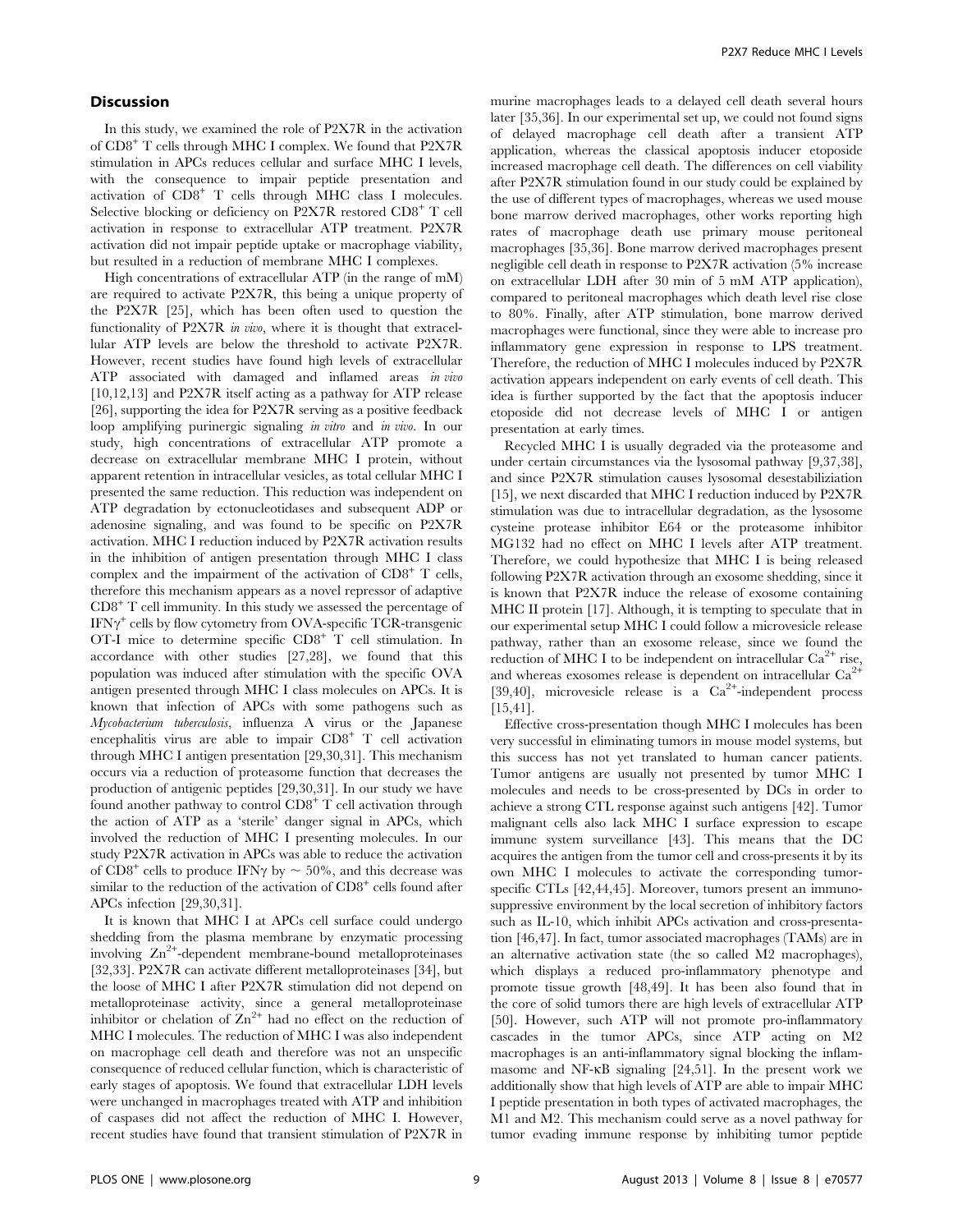## Discussion

In this study, we examined the role of P2X7R in the activation of $CD8^+$ T cells through MHC I complex. We found that P2X7R stimulation in APCs reduces cellular and surface MHC I levels, with the consequence to impair peptide presentation and activation of $CD8^+$ T cells through MHC class I molecules. Selective blocking or deficiency on P2X7R restored $CD8^+$ T cell activation in response to extracellular ATP treatment. P2X7R activation did not impair peptide uptake or macrophage viability, but resulted in a reduction of membrane MHC I complexes.

High concentrations of extracellular ATP (in the range of mM) are required to activate P2X7R, this being a unique property of the P2X7R [25], which has been often used to question the functionality of P2X7R *in vivo*, where it is thought that extracellular ATP levels are below the threshold to activate P2X7R. However, recent studies have found high levels of extracellular ATP associated with damaged and inflamed areas *in vivo* [10,12,13] and P2X7R itself acting as a pathway for ATP release [26], supporting the idea for P2X7R serving as a positive feedback loop amplifying purinergic signaling *in vitro* and *in vivo*. In our study, high concentrations of extracellular ATP promote a decrease on extracellular membrane MHC I protein, without apparent retention in intracellular vesicles, as total cellular MHC I presented the same reduction. This reduction was independent on ATP degradation by ectonucleotidases and subsequent ADP or adenosine signaling, and was found to be specific on P2X7R activation. MHC I reduction induced by P2X7R activation results in the inhibition of antigen presentation through MHC I class complex and the impairment of the activation of $CD8^+$ T cells, therefore this mechanism appears as a novel repressor of adaptive $CD8^+$ T cell immunity. In this study we assessed the percentage of $IFN\gamma^+$ cells by flow cytometry from OVA-specific TCR-transgenic OT-I mice to determine specific $CD8^+$ T cell stimulation. In accordance with other studies [27,28], we found that this population was induced after stimulation with the specific OVA antigen presented through MHC I class molecules on APCs. It is known that infection of APCs with some pathogens such as *Mycobacterium tuberculosis*, influenza A virus or the Japanese encephalitis virus are able to impair $CD8^+$ T cell activation through MHC I antigen presentation [29,30,31]. This mechanism occurs via a reduction of proteasome function that decreases the production of antigenic peptides [29,30,31]. In our study we have found another pathway to control $CD8^+$ T cell activation through the action of ATP as a 'sterile' danger signal in APCs, which involved the reduction of MHC I presenting molecules. In our study P2X7R activation in APCs was able to reduce the activation of $CD8^+$ cells to produce IFNγ by ~ 50%, and this decrease was similar to the reduction of the activation of $CD8^+$ cells found after APCs infection [29,30,31].

It is known that MHC I at APCs cell surface could undergo shedding from the plasma membrane by enzymatic processing involving $Zn^{2+}$-dependent membrane-bound metalloproteinases [32,33]. P2X7R can activate different metalloproteinases [34], but the loose of MHC I after P2X7R stimulation did not depend on metalloproteinase activity, since a general metalloproteinase inhibitor or chelation of $Zn^{2+}$ had no effect on the reduction of MHC I molecules. The reduction of MHC I was also independent on macrophage cell death and therefore was not an unspecific consequence of reduced cellular function, which is characteristic of early stages of apoptosis. We found that extracellular LDH levels were unchanged in macrophages treated with ATP and inhibition of caspases did not affect the reduction of MHC I. However, recent studies have found that transient stimulation of P2X7R in murine macrophages leads to a delayed cell death several hours later [35,36]. In our experimental set up, we could not found signs of delayed macrophage cell death after a transient ATP application, whereas the classical apoptosis inducer etoposide increased macrophage cell death. The differences on cell viability after P2X7R stimulation found in our study could be explained by the use of different types of macrophages, whereas we used mouse bone marrow derived macrophages, other works reporting high rates of macrophage death use primary mouse peritoneal macrophages [35,36]. Bone marrow derived macrophages present negligible cell death in response to P2X7R activation (5% increase on extracellular LDH after 30 min of 5 mM ATP application), compared to peritoneal macrophages which death level rise close to 80%. Finally, after ATP stimulation, bone marrow derived macrophages were functional, since they were able to increase pro inflammatory gene expression in response to LPS treatment. Therefore, the reduction of MHC I molecules induced by P2X7R activation appears independent on early events of cell death. This idea is further supported by the fact that the apoptosis inducer etoposide did not decrease levels of MHC I or antigen presentation at early times.

Recycled MHC I is usually degraded via the proteasome and under certain circumstances via the lysosomal pathway [9,37,38], and since P2X7R stimulation causes lysosomal desestabiliziation [15], we next discarded that MHC I reduction induced by P2X7R stimulation was due to intracellular degradation, as the lysosome cysteine protease inhibitor E64 or the proteasome inhibitor MG132 had no effect on MHC I levels after ATP treatment. Therefore, we could hypothesize that MHC I is being released following P2X7R activation through an exosome shedding, since it is known that P2X7R induce the release of exosome containing MHC II protein [17]. Although, it is tempting to speculate that in our experimental setup MHC I could follow a microvesicle release pathway, rather than an exosome release, since we found the reduction of MHC I to be independent on intracellular $Ca^{2+}$ rise, and whereas exosomes release is dependent on intracellular $Ca^{2+}$ [39,40], microvesicle release is a $Ca^{2+}$-independent process [15,41].

Effective cross-presentation though MHC I molecules has been very successful in eliminating tumors in mouse model systems, but this success has not yet translated to human cancer patients. Tumor antigens are usually not presented by tumor MHC I molecules and needs to be cross-presented by DCs in order to achieve a strong CTL response against such antigens [42]. Tumor malignant cells also lack MHC I surface expression to escape immune system surveillance [43]. This means that the DC acquires the antigen from the tumor cell and cross-presents it by its own MHC I molecules to activate the corresponding tumor-specific CTLs [42,44,45]. Moreover, tumors present an immunosuppressive environment by the local secretion of inhibitory factors such as IL-10, which inhibit APCs activation and cross-presentation [46,47]. In fact, tumor associated macrophages (TAMs) are in an alternative activation state (the so called M2 macrophages), which displays a reduced pro-inflammatory phenotype and promote tissue growth [48,49]. It has been also found that in the core of solid tumors there are high levels of extracellular ATP [50]. However, such ATP will not promote pro-inflammatory cascades in the tumor APCs, since ATP acting on M2 macrophages is an anti-inflammatory signal blocking the inflammasome and NF-κB signaling [24,51]. In the present work we additionally show that high levels of ATP are able to impair MHC I peptide presentation in both types of activated macrophages, the M1 and M2. This mechanism could serve as a novel pathway for tumor evading immune response by inhibiting tumor peptide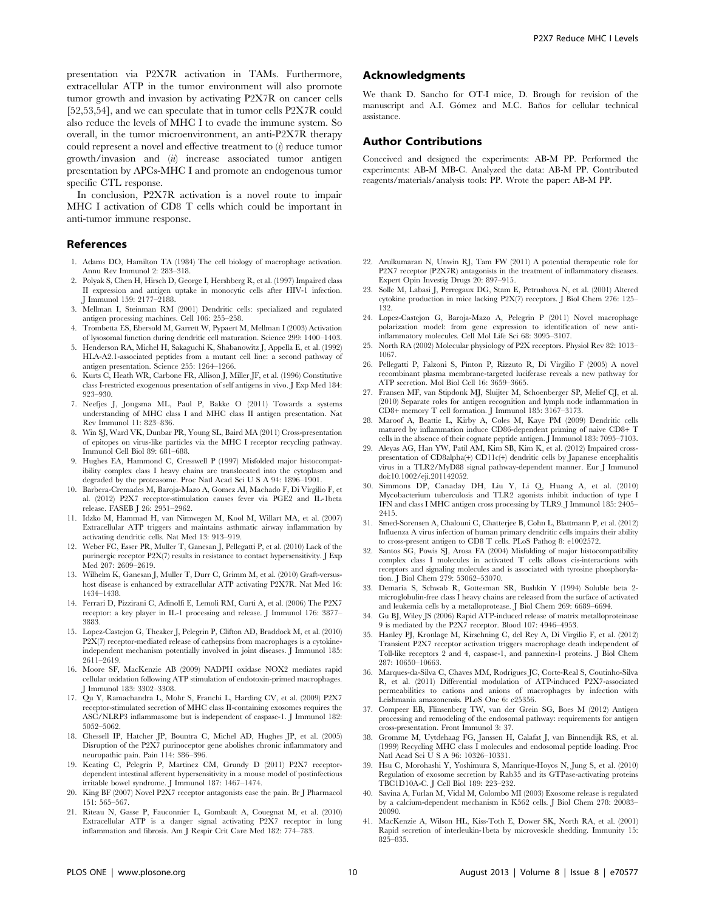presentation via P2X7R activation in TAMs. Furthermore, extracellular ATP in the tumor environment will also promote tumor growth and invasion by activating P2X7R on cancer cells [52,53,54], and we can speculate that in tumor cells P2X7R could also reduce the levels of MHC I to evade the immune system. So overall, in the tumor microenvironment, an anti-P2X7R therapy could represent a novel and effective treatment to (*i*) reduce tumor growth/invasion and (*ii*) increase associated tumor antigen presentation by APCs-MHC I and promote an endogenous tumor specific CTL response.

In conclusion, P2X7R activation is a novel route to impair MHC I activation of CD8 T cells which could be important in anti-tumor immune response.

## Acknowledgments

We thank D. Sancho for OT-I mice, D. Brough for revision of the manuscript and A.I. Gómez and M.C. Baños for cellular technical assistance.

## Author Contributions

Conceived and designed the experiments: AB-M PP. Performed the experiments: AB-M MB-C. Analyzed the data: AB-M PP. Contributed reagents/materials/analysis tools: PP. Wrote the paper: AB-M PP.

## References

1. Adams DO, Hamilton TA (1984) The cell biology of macrophage activation. Annu Rev Immunol 2: 283–318.
2. Polyak S, Chen H, Hirsch D, George I, Hershberg R, et al. (1997) Impaired class II expression and antigen uptake in monocytic cells after HIV-1 infection. J Immunol 159: 2177–2188.
3. Mellman I, Steinman RM (2001) Dendritic cells: specialized and regulated antigen processing machines. Cell 106: 255–258.
4. Trombetta ES, Ebersold M, Garrett W, Pypaert M, Mellman I (2003) Activation of lysosomal function during dendritic cell maturation. Science 299: 1400–1403.
5. Henderson RA, Michel H, Sakaguchi K, Shabanowitz J, Appella E, et al. (1992) HLA-A2.1-associated peptides from a mutant cell line: a second pathway of antigen presentation. Science 255: 1264–1266.
6. Kurts C, Heath WR, Carbone FR, Allison J, Miller JF, et al. (1996) Constitutive class I-restricted exogenous presentation of self antigens in vivo. J Exp Med 184: 923–930.
7. Neefjes J, Jongsma ML, Paul P, Bakke O (2011) Towards a systems understanding of MHC class I and MHC class II antigen presentation. Nat Rev Immunol 11: 823–836.
8. Win SJ, Ward VK, Dunbar PR, Young SL, Baird MA (2011) Cross-presentation of epitopes on virus-like particles via the MHC I receptor recycling pathway. Immunol Cell Biol 89: 681–688.
9. Hughes EA, Hammond C, Cresswell P (1997) Misfolded major histocompatibility complex class I heavy chains are translocated into the cytoplasm and degraded by the proteasome. Proc Natl Acad Sci U S A 94: 1896–1901.
10. Barbera-Cremades M, Baroja-Mazo A, Gomez AI, Machado F, Di Virgilio F, et al. (2012) P2X7 receptor-stimulation causes fever via PGE2 and IL-1beta release. FASEB J 26: 2951–2962.
11. Idzko M, Hammad H, van Nimwegen M, Kool M, Willart MA, et al. (2007) Extracellular ATP triggers and maintains asthmatic airway inflammation by activating dendritic cells. Nat Med 13: 913–919.
12. Weber FC, Esser PR, Muller T, Ganesan J, Pellegatti P, et al. (2010) Lack of the purinergic receptor P2X(7) results in resistance to contact hypersensitivity. J Exp Med 207: 2609–2619.
13. Wilhelm K, Ganesan J, Muller T, Durr C, Grimm M, et al. (2010) Graft-versus-host disease is enhanced by extracellular ATP activating P2X7R. Nat Med 16: 1434–1438.
14. Ferrari D, Pizzirani C, Adinolfi E, Lemoli RM, Curti A, et al. (2006) The P2X7 receptor: a key player in IL-1 processing and release. J Immunol 176: 3877–3883.
15. Lopez-Castejon G, Theaker J, Pelegrin P, Clifton AD, Braddock M, et al. (2010) P2X(7) receptor-mediated release of cathepsins from macrophages is a cytokine-independent mechanism potentially involved in joint diseases. J Immunol 185: 2611–2619.
16. Moore SF, MacKenzie AB (2009) NADPH oxidase NOX2 mediates rapid cellular oxidation following ATP stimulation of endotoxin-primed macrophages. J Immunol 183: 3302–3308.
17. Qu Y, Ramachandra L, Mohr S, Franchi L, Harding CV, et al. (2009) P2X7 receptor-stimulated secretion of MHC class II-containing exosomes requires the ASC/NLRP3 inflammasome but is independent of caspase-1. J Immunol 182: 5052–5062.
18. Chessell IP, Hatcher JP, Bountra C, Michel AD, Hughes JP, et al. (2005) Disruption of the P2X7 purinoceptor gene abolishes chronic inflammatory and neuropathic pain. Pain 114: 386–396.
19. Keating C, Pelegrin P, Martinez CM, Grundy D (2011) P2X7 receptor-dependent intestinal afferent hypersensitivity in a mouse model of postinfectious irritable bowel syndrome. J Immunol 187: 1467–1474.
20. King BF (2007) Novel P2X7 receptor antagonists ease the pain. Br J Pharmacol 151: 565–567.
21. Riteau N, Gasse P, Fauconnier L, Gombault A, Couegnat M, et al. (2010) Extracellular ATP is a danger signal activating P2X7 receptor in lung inflammation and fibrosis. Am J Respir Crit Care Med 182: 774–783.
22. Arulkumaran N, Unwin RJ, Tam FW (2011) A potential therapeutic role for P2X7 receptor (P2X7R) antagonists in the treatment of inflammatory diseases. Expert Opin Investig Drugs 20: 897–915.
23. Solle M, Labasi J, Perregaux DG, Stam E, Petrushova N, et al. (2001) Altered cytokine production in mice lacking P2X(7) receptors. J Biol Chem 276: 125–132.
24. Lopez-Castejon G, Baroja-Mazo A, Pelegrin P (2011) Novel macrophage polarization model: from gene expression to identification of new anti-inflammatory molecules. Cell Mol Life Sci 68: 3095–3107.
25. North RA (2002) Molecular physiology of P2X receptors. Physiol Rev 82: 1013–1067.
26. Pellegatti P, Falzoni S, Pinton P, Rizzuto R, Di Virgilio F (2005) A novel recombinant plasma membrane-targeted luciferase reveals a new pathway for ATP secretion. Mol Biol Cell 16: 3659–3665.
27. Fransen MF, van Stipdonk MJ, Sluijter M, Schoenberger SP, Melief CJ, et al. (2010) Separate roles for antigen recognition and lymph node inflammation in CD8+ memory T cell formation. J Immunol 185: 3167–3173.
28. Maroof A, Beattie L, Kirby A, Coles M, Kaye PM (2009) Dendritic cells matured by inflammation induce CD86-dependent priming of naive CD8+ T cells in the absence of their cognate peptide antigen. J Immunol 183: 7095–7103.
29. Aleyas AG, Han YW, Patil AM, Kim SB, Kim K, et al. (2012) Impaired cross-presentation of CD8alpha(+) CD11c(+) dendritic cells by Japanese encephalitis virus in a TLR2/MyD88 signal pathway-dependent manner. Eur J Immunol doi:10.1002/eji.201142052.
30. Simmons DP, Canaday DH, Liu Y, Li Q, Huang A, et al. (2010) Mycobacterium tuberculosis and TLR2 agonists inhibit induction of type I IFN and class I MHC antigen cross processing by TLR9. J Immunol 185: 2405–2415.
31. Smed-Sorensen A, Chalouni C, Chatterjee B, Cohn L, Blattmann P, et al. (2012) Influenza A virus infection of human primary dendritic cells impairs their ability to cross-present antigen to CD8 T cells. PLoS Pathog 8: e1002572.
32. Santos SG, Powis SJ, Arosa FA (2004) Misfolding of major histocompatibility complex class I molecules in activated T cells allows cis-interactions with receptors and signaling molecules and is associated with tyrosine phosphorylation. J Biol Chem 279: 53062–53070.
33. Demaria S, Schwab R, Gottesman SR, Bushkin Y (1994) Soluble beta 2-microglobulin-free class I heavy chains are released from the surface of activated and leukemia cells by a metalloprotease. J Biol Chem 269: 6689–6694.
34. Gu BJ, Wiley JS (2006) Rapid ATP-induced release of matrix metalloproteinase 9 is mediated by the P2X7 receptor. Blood 107: 4946–4953.
35. Hanley PJ, Kronlage M, Kirschning C, del Rey A, Di Virgilio F, et al. (2012) Transient P2X7 receptor activation triggers macrophage death independent of Toll-like receptors 2 and 4, caspase-1, and pannexin-1 proteins. J Biol Chem 287: 10650–10663.
36. Marques-da-Silva C, Chaves MM, Rodrigues JC, Corte-Real S, Coutinho-Silva R, et al. (2011) Differential modulation of ATP-induced P2X7-associated permeabilities to cations and anions of macrophages by infection with Leishmania amazonensis. PLoS One 6: e25356.
37. Compeer EB, Flinsenberg TW, van der Grein SG, Boes M (2012) Antigen processing and remodeling of the endosomal pathway: requirements for antigen cross-presentation. Front Immunol 3: 37.
38. Gromme M, Uytdehaag FG, Janssen H, Calafat J, van Binnendijk RS, et al. (1999) Recycling MHC class I molecules and endosomal peptide loading. Proc Natl Acad Sci U S A 96: 10326–10331.
39. Hsu C, Morohashi Y, Yoshimura S, Manrique-Hoyos N, Jung S, et al. (2010) Regulation of exosome secretion by Rab35 and its GTPase-activating proteins TBC1D10A-C. J Cell Biol 189: 223–232.
40. Savina A, Furlan M, Vidal M, Colombo MI (2003) Exosome release is regulated by a calcium-dependent mechanism in K562 cells. J Biol Chem 278: 20083–20090.
41. MacKenzie A, Wilson HL, Kiss-Toth E, Dower SK, North RA, et al. (2001) Rapid secretion of interleukin-1beta by microvesicle shedding. Immunity 15: 825–835.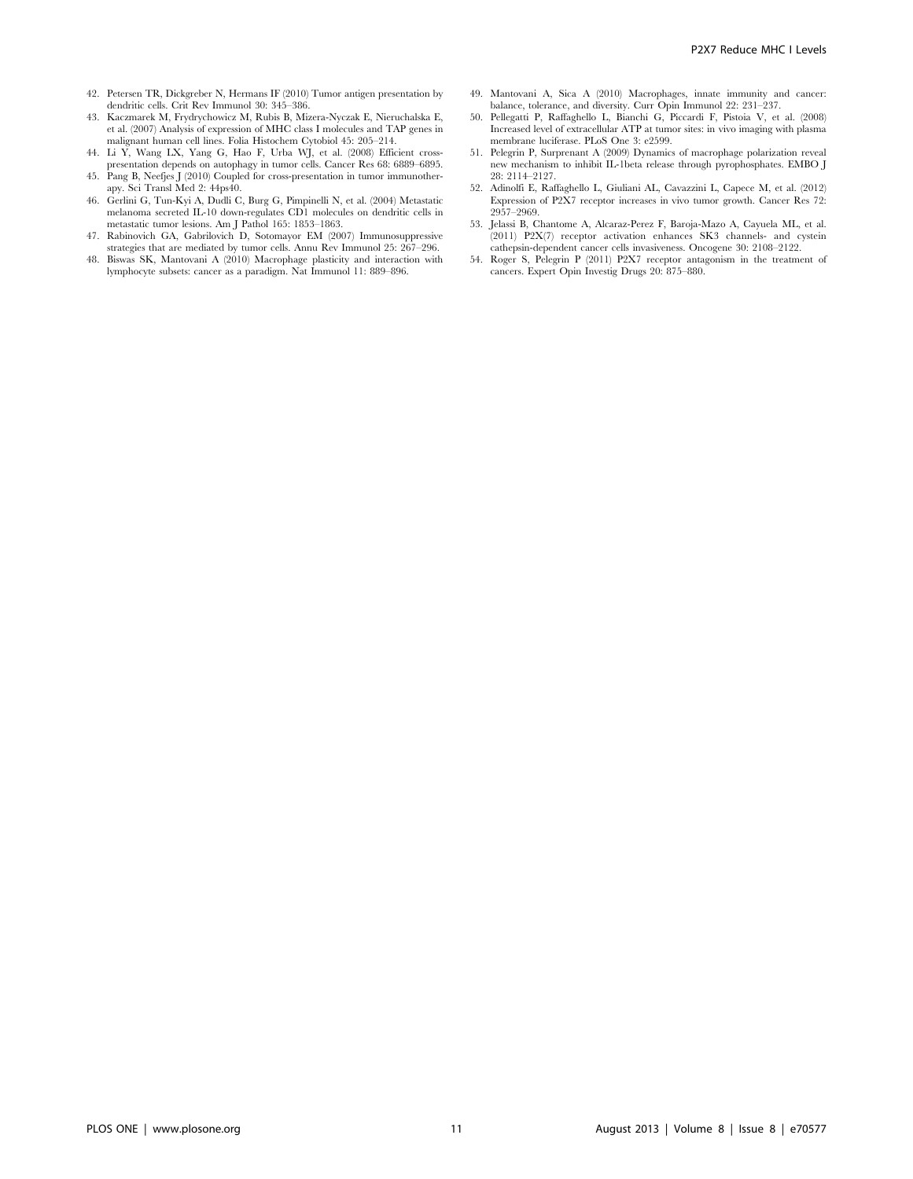42. Petersen TR, Dickgreber N, Hermans IF (2010) Tumor antigen presentation by dendritic cells. Crit Rev Immunol 30: 345–386.
43. Kaczmarek M, Frydrychowicz M, Rubis B, Mizera-Nyczak E, Nieruchalska E, et al. (2007) Analysis of expression of MHC class I molecules and TAP genes in malignant human cell lines. Folia Histochem Cytobiol 45: 205–214.
44. Li Y, Wang LX, Yang G, Hao F, Urba WJ, et al. (2008) Efficient cross-presentation depends on autophagy in tumor cells. Cancer Res 68: 6889–6895.
45. Pang B, Neefjes J (2010) Coupled for cross-presentation in tumor immunotherapy. Sci Transl Med 2: 44ps40.
46. Gerlini G, Tun-Kyi A, Dudli C, Burg G, Pimpinelli N, et al. (2004) Metastatic melanoma secreted IL-10 down-regulates CD1 molecules on dendritic cells in metastatic tumor lesions. Am J Pathol 165: 1853–1863.
47. Rabinovich GA, Gabrilovich D, Sotomayor EM (2007) Immunosuppressive strategies that are mediated by tumor cells. Annu Rev Immunol 25: 267–296.
48. Biswas SK, Mantovani A (2010) Macrophage plasticity and interaction with lymphocyte subsets: cancer as a paradigm. Nat Immunol 11: 889–896.
49. Mantovani A, Sica A (2010) Macrophages, innate immunity and cancer: balance, tolerance, and diversity. Curr Opin Immunol 22: 231–237.
50. Pellegatti P, Raffaghello L, Bianchi G, Piccardi F, Pistoia V, et al. (2008) Increased level of extracellular ATP at tumor sites: in vivo imaging with plasma membrane luciferase. PLoS One 3: e2599.
51. Pelegrin P, Surprenant A (2009) Dynamics of macrophage polarization reveal new mechanism to inhibit IL-1beta release through pyrophosphates. EMBO J 28: 2114–2127.
52. Adinolfi E, Raffaghello L, Giuliani AL, Cavazzini L, Capece M, et al. (2012) Expression of P2X7 receptor increases in vivo tumor growth. Cancer Res 72: 2957–2969.
53. Jelassi B, Chantome A, Alcaraz-Perez F, Baroja-Mazo A, Cayuela ML, et al. (2011) P2X(7) receptor activation enhances SK3 channels- and cystein cathepsin-dependent cancer cells invasiveness. Oncogene 30: 2108–2122.
54. Roger S, Pelegrin P (2011) P2X7 receptor antagonism in the treatment of cancers. Expert Opin Investig Drugs 20: 875–880.